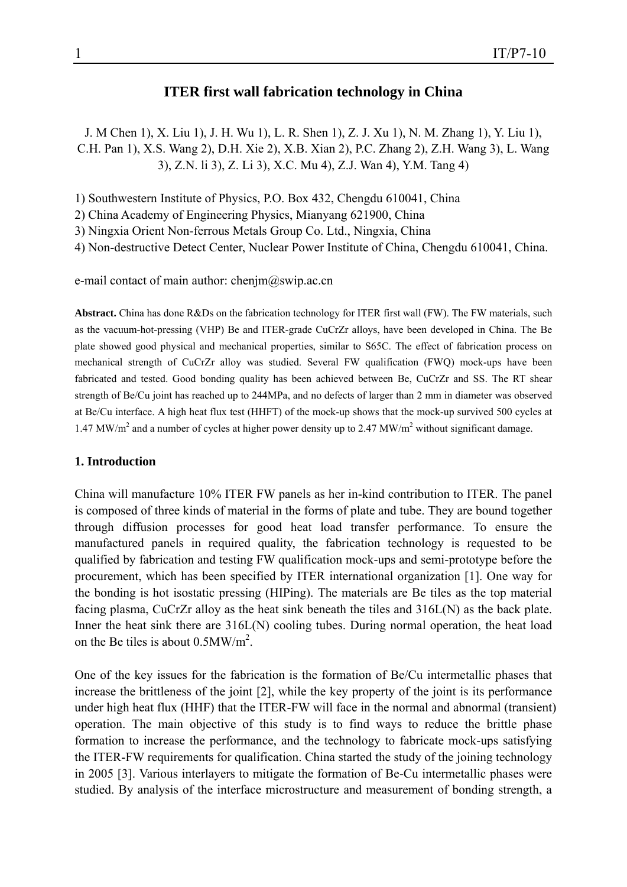# ITER first wall fabrication technology in China

J. M Chen 1), X. Liu 1), J. H. Wu 1), L. R. Shen 1), Z. J. Xu 1), N. M. Zhang 1), Y. Liu 1), C.H. Pan 1), X.S. Wang 2), D.H. Xie 2), X.B. Xian 2), P.C. Zhang 2), Z.H. Wang 3), L. Wang 3), Z.N. li 3), Z. Li 3), X.C. Mu 4), Z.J. Wan 4), Y.M. Tang 4)

1) Southwestern Institute of Physics, P.O. Box 432, Chengdu 610041, China
2) China Academy of Engineering Physics, Mianyang 621900, China
3) Ningxia Orient Non-ferrous Metals Group Co. Ltd., Ningxia, China
4) Non-destructive Detect Center, Nuclear Power Institute of China, Chengdu 610041, China.

e-mail contact of main author: chenjm@swip.ac.cn

**Abstract.** China has done R&Ds on the fabrication technology for ITER first wall (FW). The FW materials, such as the vacuum-hot-pressing (VHP) Be and ITER-grade CuCrZr alloys, have been developed in China. The Be plate showed good physical and mechanical properties, similar to S65C. The effect of fabrication process on mechanical strength of CuCrZr alloy was studied. Several FW qualification (FWQ) mock-ups have been fabricated and tested. Good bonding quality has been achieved between Be, CuCrZr and SS. The RT shear strength of Be/Cu joint has reached up to 244MPa, and no defects of larger than 2 mm in diameter was observed at Be/Cu interface. A high heat flux test (HHFT) of the mock-up shows that the mock-up survived 500 cycles at 1.47 MW/m$^2$ and a number of cycles at higher power density up to 2.47 MW/m$^2$ without significant damage.

## 1. Introduction

China will manufacture 10% ITER FW panels as her in-kind contribution to ITER. The panel is composed of three kinds of material in the forms of plate and tube. They are bound together through diffusion processes for good heat load transfer performance. To ensure the manufactured panels in required quality, the fabrication technology is requested to be qualified by fabrication and testing FW qualification mock-ups and semi-prototype before the procurement, which has been specified by ITER international organization [1]. One way for the bonding is hot isostatic pressing (HIPing). The materials are Be tiles as the top material facing plasma, CuCrZr alloy as the heat sink beneath the tiles and 316L(N) as the back plate. Inner the heat sink there are 316L(N) cooling tubes. During normal operation, the heat load on the Be tiles is about 0.5MW/m$^2$.

One of the key issues for the fabrication is the formation of Be/Cu intermetallic phases that increase the brittleness of the joint [2], while the key property of the joint is its performance under high heat flux (HHF) that the ITER-FW will face in the normal and abnormal (transient) operation. The main objective of this study is to find ways to reduce the brittle phase formation to increase the performance, and the technology to fabricate mock-ups satisfying the ITER-FW requirements for qualification. China started the study of the joining technology in 2005 [3]. Various interlayers to mitigate the formation of Be-Cu intermetallic phases were studied. By analysis of the interface microstructure and measurement of bonding strength, a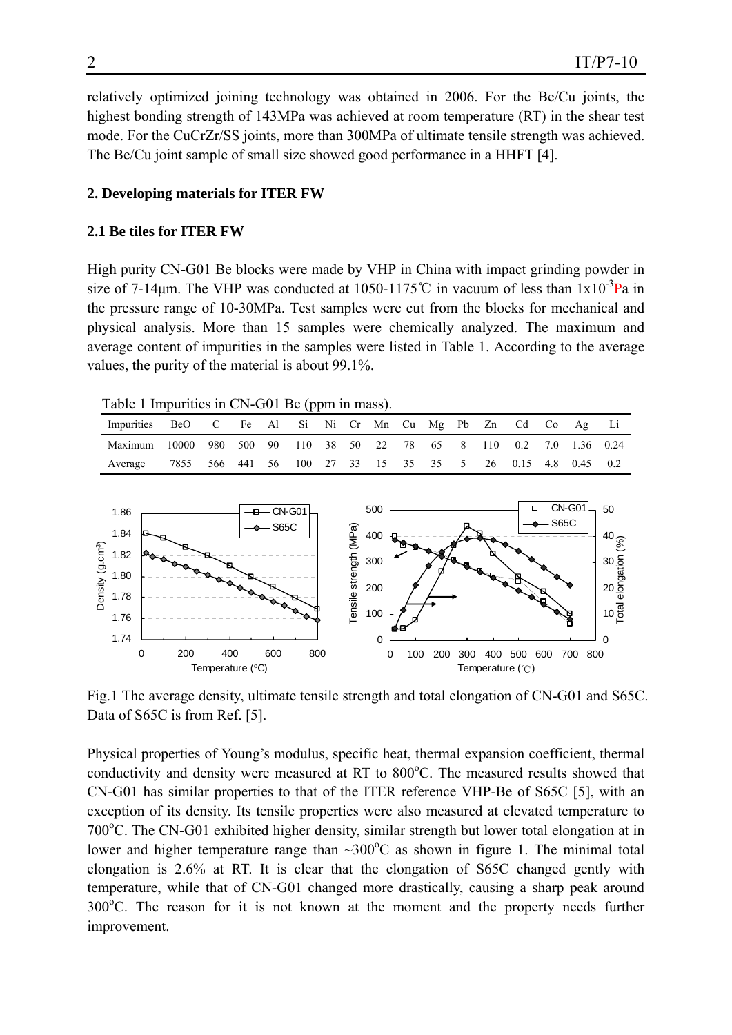relatively optimized joining technology was obtained in 2006. For the Be/Cu joints, the highest bonding strength of 143MPa was achieved at room temperature (RT) in the shear test mode. For the CuCrZr/SS joints, more than 300MPa of ultimate tensile strength was achieved. The Be/Cu joint sample of small size showed good performance in a HHFT [4].

## 2. Developing materials for ITER FW

### 2.1 Be tiles for ITER FW

High purity CN-G01 Be blocks were made by VHP in China with impact grinding powder in size of 7-14μm. The VHP was conducted at 1050-1175℃ in vacuum of less than $1\times10^{-3}$Pa in the pressure range of 10-30MPa. Test samples were cut from the blocks for mechanical and physical analysis. More than 15 samples were chemically analyzed. The maximum and average content of impurities in the samples were listed in Table 1. According to the average values, the purity of the material is about 99.1%.

Table 1 Impurities in CN-G01 Be (ppm in mass).

| Impurities | BeO | C | Fe | Al | Si | Ni | Cr | Mn | Cu | Mg | Pb | Zn | Cd | Co | Ag | Li |
|---|---|---|---|---|---|---|---|---|---|---|---|---|---|---|---|---|
| Maximum | 10000 | 980 | 500 | 90 | 110 | 38 | 50 | 22 | 78 | 65 | 8 | 110 | 0.2 | 7.0 | 1.36 | 0.24 |
| Average | 7855 | 566 | 441 | 56 | 100 | 27 | 33 | 15 | 35 | 35 | 5 | 26 | 0.15 | 4.8 | 0.45 | 0.2 |

Fig.1 The average density, ultimate tensile strength and total elongation of CN-G01 and S65C. Data of S65C is from Ref. [5].

Physical properties of Young's modulus, specific heat, thermal expansion coefficient, thermal conductivity and density were measured at RT to 800°C. The measured results showed that CN-G01 has similar properties to that of the ITER reference VHP-Be of S65C [5], with an exception of its density. Its tensile properties were also measured at elevated temperature to 700°C. The CN-G01 exhibited higher density, similar strength but lower total elongation at in lower and higher temperature range than ~300°C as shown in figure 1. The minimal total elongation is 2.6% at RT. It is clear that the elongation of S65C changed gently with temperature, while that of CN-G01 changed more drastically, causing a sharp peak around 300°C. The reason for it is not known at the moment and the property needs further improvement.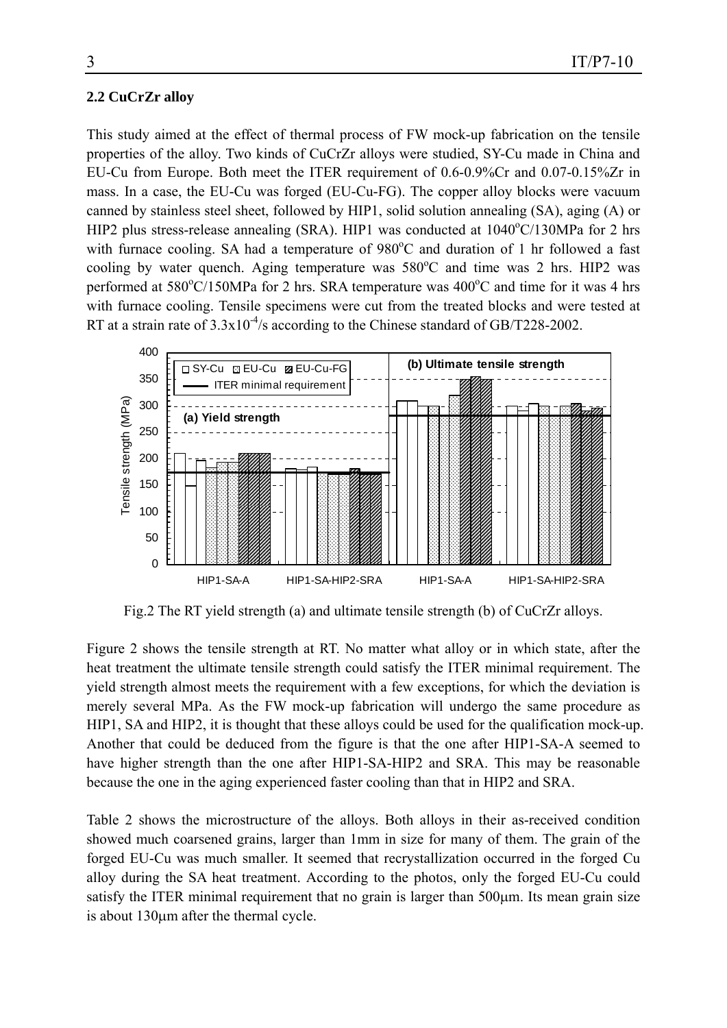### 2.2 CuCrZr alloy

This study aimed at the effect of thermal process of FW mock-up fabrication on the tensile properties of the alloy. Two kinds of CuCrZr alloys were studied, SY-Cu made in China and EU-Cu from Europe. Both meet the ITER requirement of 0.6-0.9%Cr and 0.07-0.15%Zr in mass. In a case, the EU-Cu was forged (EU-Cu-FG). The copper alloy blocks were vacuum canned by stainless steel sheet, followed by HIP1, solid solution annealing (SA), aging (A) or HIP2 plus stress-release annealing (SRA). HIP1 was conducted at 1040°C/130MPa for 2 hrs with furnace cooling. SA had a temperature of 980°C and duration of 1 hr followed a fast cooling by water quench. Aging temperature was 580°C and time was 2 hrs. HIP2 was performed at 580°C/150MPa for 2 hrs. SRA temperature was 400°C and time for it was 4 hrs with furnace cooling. Tensile specimens were cut from the treated blocks and were tested at RT at a strain rate of $3.3\times10^{-4}$/s according to the Chinese standard of GB/T228-2002.

Fig.2 The RT yield strength (a) and ultimate tensile strength (b) of CuCrZr alloys.

Figure 2 shows the tensile strength at RT. No matter what alloy or in which state, after the heat treatment the ultimate tensile strength could satisfy the ITER minimal requirement. The yield strength almost meets the requirement with a few exceptions, for which the deviation is merely several MPa. As the FW mock-up fabrication will undergo the same procedure as HIP1, SA and HIP2, it is thought that these alloys could be used for the qualification mock-up. Another that could be deduced from the figure is that the one after HIP1-SA-A seemed to have higher strength than the one after HIP1-SA-HIP2 and SRA. This may be reasonable because the one in the aging experienced faster cooling than that in HIP2 and SRA.

Table 2 shows the microstructure of the alloys. Both alloys in their as-received condition showed much coarsened grains, larger than 1mm in size for many of them. The grain of the forged EU-Cu was much smaller. It seemed that recrystallization occurred in the forged Cu alloy during the SA heat treatment. According to the photos, only the forged EU-Cu could satisfy the ITER minimal requirement that no grain is larger than 500μm. Its mean grain size is about 130μm after the thermal cycle.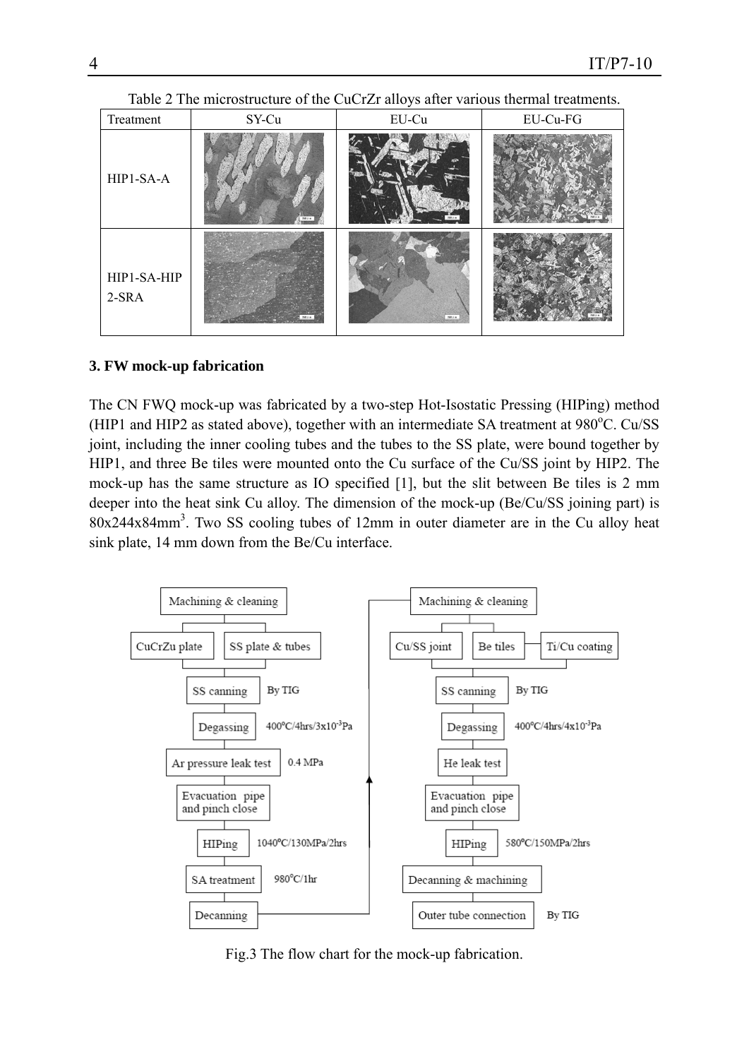Table 2 The microstructure of the CuCrZr alloys after various thermal treatments.

| Treatment | SY-Cu | EU-Cu | EU-Cu-FG |
|---|---|---|---|
| HIP1-SA-A | | | |
| HIP1-SA-HIP2-SRA | | | |

### 3. FW mock-up fabrication

The CN FWQ mock-up was fabricated by a two-step Hot-Isostatic Pressing (HIPing) method (HIP1 and HIP2 as stated above), together with an intermediate SA treatment at 980$^o$C. Cu/SS joint, including the inner cooling tubes and the tubes to the SS plate, were bound together by HIP1, and three Be tiles were mounted onto the Cu surface of the Cu/SS joint by HIP2. The mock-up has the same structure as IO specified [1], but the slit between Be tiles is 2 mm deeper into the heat sink Cu alloy. The dimension of the mock-up (Be/Cu/SS joining part) is 80x244x84mm$^3$. Two SS cooling tubes of 12mm in outer diameter are in the Cu alloy heat sink plate, 14 mm down from the Be/Cu interface.

Machining & cleaning → CuCrZu plate, SS plate & tubes → SS canning (By TIG) → Degassing (400°C/4hrs/3x10$^{-3}$Pa) → Ar pressure leak test (0.4 MPa) → Evacuation pipe and pinch close → HIPing (1040°C/130MPa/2hrs) → SA treatment (980°C/1hr) → Decanning

Machining & cleaning → Cu/SS joint, Be tiles — Ti/Cu coating → SS canning (By TIG) → Degassing (400°C/4hrs/4x10$^{-3}$Pa) → He leak test → Evacuation pipe and pinch close → HIPing (580°C/150MPa/2hrs) → Decanning & machining → Outer tube connection (By TIG)

Fig.3 The flow chart for the mock-up fabrication.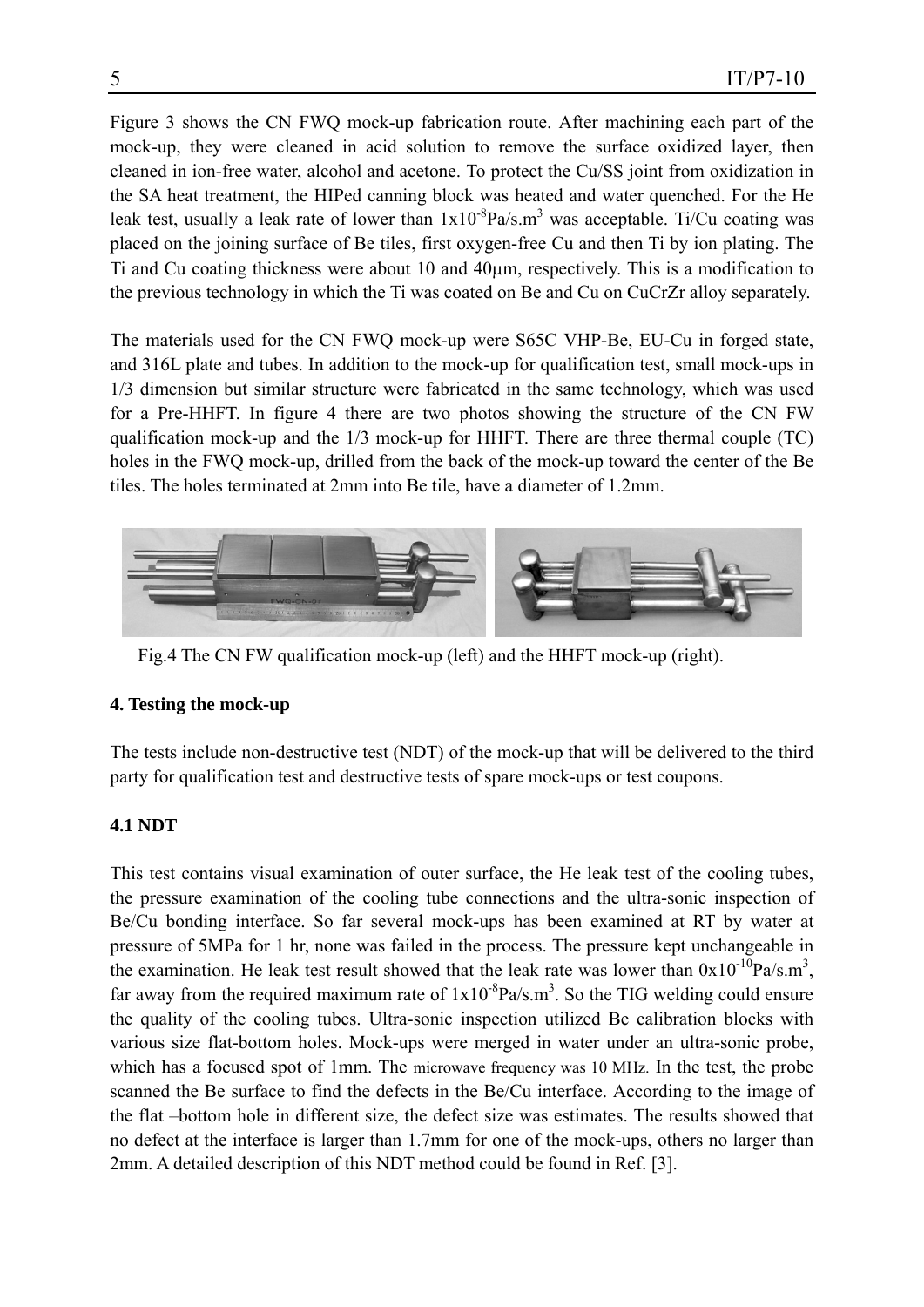Figure 3 shows the CN FWQ mock-up fabrication route. After machining each part of the mock-up, they were cleaned in acid solution to remove the surface oxidized layer, then cleaned in ion-free water, alcohol and acetone. To protect the Cu/SS joint from oxidization in the SA heat treatment, the HIPed canning block was heated and water quenched. For the He leak test, usually a leak rate of lower than $1x10^{-8}$Pa/s.m$^3$ was acceptable. Ti/Cu coating was placed on the joining surface of Be tiles, first oxygen-free Cu and then Ti by ion plating. The Ti and Cu coating thickness were about 10 and 40μm, respectively. This is a modification to the previous technology in which the Ti was coated on Be and Cu on CuCrZr alloy separately.

The materials used for the CN FWQ mock-up were S65C VHP-Be, EU-Cu in forged state, and 316L plate and tubes. In addition to the mock-up for qualification test, small mock-ups in 1/3 dimension but similar structure were fabricated in the same technology, which was used for a Pre-HHFT. In figure 4 there are two photos showing the structure of the CN FW qualification mock-up and the 1/3 mock-up for HHFT. There are three thermal couple (TC) holes in the FWQ mock-up, drilled from the back of the mock-up toward the center of the Be tiles. The holes terminated at 2mm into Be tile, have a diameter of 1.2mm.

Fig.4 The CN FW qualification mock-up (left) and the HHFT mock-up (right).

## 4. Testing the mock-up

The tests include non-destructive test (NDT) of the mock-up that will be delivered to the third party for qualification test and destructive tests of spare mock-ups or test coupons.

### 4.1 NDT

This test contains visual examination of outer surface, the He leak test of the cooling tubes, the pressure examination of the cooling tube connections and the ultra-sonic inspection of Be/Cu bonding interface. So far several mock-ups has been examined at RT by water at pressure of 5MPa for 1 hr, none was failed in the process. The pressure kept unchangeable in the examination. He leak test result showed that the leak rate was lower than $0x10^{-10}$Pa/s.m$^3$, far away from the required maximum rate of $1x10^{-8}$Pa/s.m$^3$. So the TIG welding could ensure the quality of the cooling tubes. Ultra-sonic inspection utilized Be calibration blocks with various size flat-bottom holes. Mock-ups were merged in water under an ultra-sonic probe, which has a focused spot of 1mm. The microwave frequency was 10 MHz. In the test, the probe scanned the Be surface to find the defects in the Be/Cu interface. According to the image of the flat –bottom hole in different size, the defect size was estimates. The results showed that no defect at the interface is larger than 1.7mm for one of the mock-ups, others no larger than 2mm. A detailed description of this NDT method could be found in Ref. [3].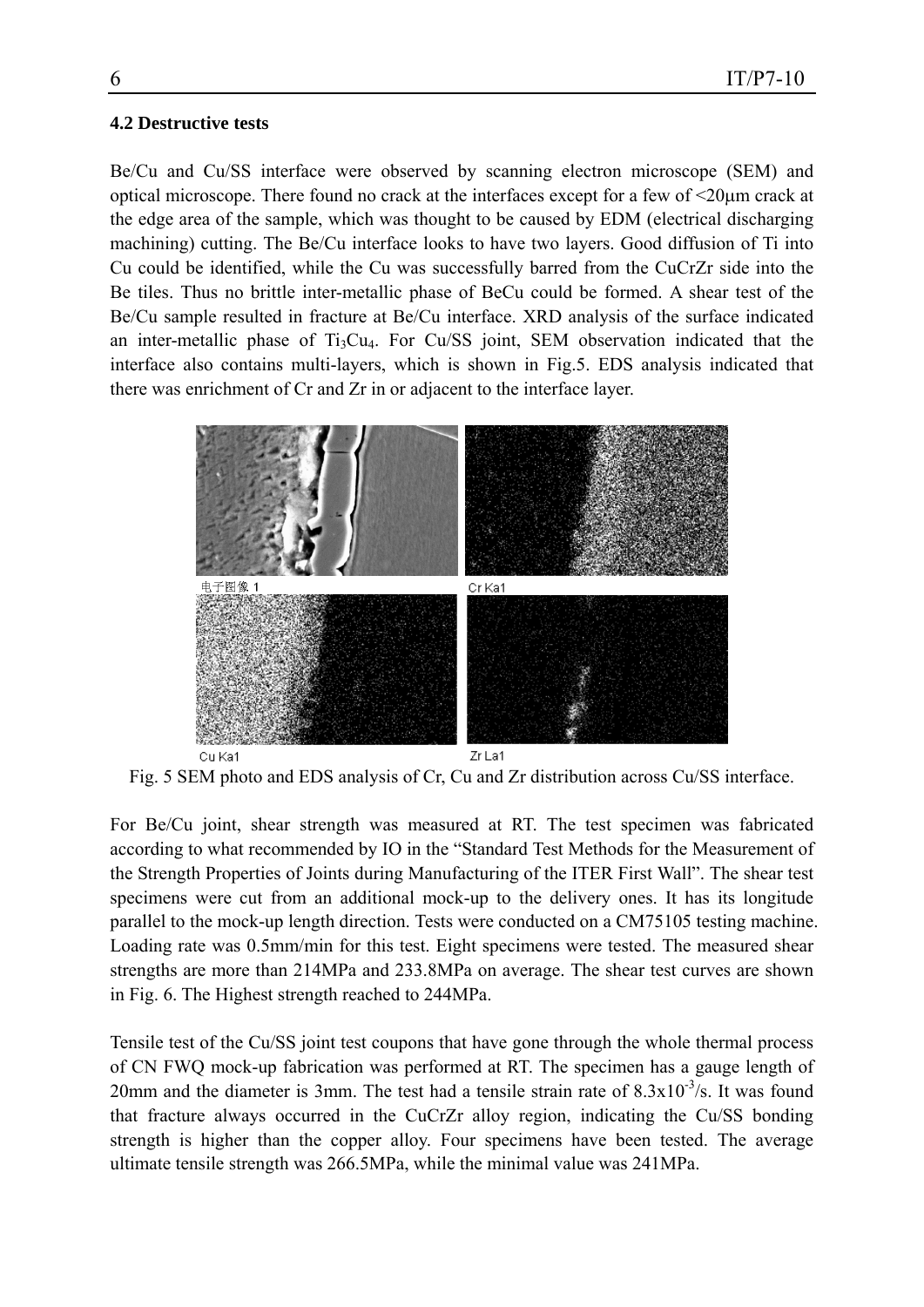### 4.2 Destructive tests

Be/Cu and Cu/SS interface were observed by scanning electron microscope (SEM) and optical microscope. There found no crack at the interfaces except for a few of <20μm crack at the edge area of the sample, which was thought to be caused by EDM (electrical discharging machining) cutting. The Be/Cu interface looks to have two layers. Good diffusion of Ti into Cu could be identified, while the Cu was successfully barred from the CuCrZr side into the Be tiles. Thus no brittle inter-metallic phase of BeCu could be formed. A shear test of the Be/Cu sample resulted in fracture at Be/Cu interface. XRD analysis of the surface indicated an inter-metallic phase of $Ti_3Cu_4$. For Cu/SS joint, SEM observation indicated that the interface also contains multi-layers, which is shown in Fig.5. EDS analysis indicated that there was enrichment of Cr and Zr in or adjacent to the interface layer.

电子图像 1 Cr Ka1 Cu Ka1 Zr La1

Fig. 5 SEM photo and EDS analysis of Cr, Cu and Zr distribution across Cu/SS interface.

For Be/Cu joint, shear strength was measured at RT. The test specimen was fabricated according to what recommended by IO in the "Standard Test Methods for the Measurement of the Strength Properties of Joints during Manufacturing of the ITER First Wall". The shear test specimens were cut from an additional mock-up to the delivery ones. It has its longitude parallel to the mock-up length direction. Tests were conducted on a CM75105 testing machine. Loading rate was 0.5mm/min for this test. Eight specimens were tested. The measured shear strengths are more than 214MPa and 233.8MPa on average. The shear test curves are shown in Fig. 6. The Highest strength reached to 244MPa.

Tensile test of the Cu/SS joint test coupons that have gone through the whole thermal process of CN FWQ mock-up fabrication was performed at RT. The specimen has a gauge length of 20mm and the diameter is 3mm. The test had a tensile strain rate of $8.3\times10^{-3}$/s. It was found that fracture always occurred in the CuCrZr alloy region, indicating the Cu/SS bonding strength is higher than the copper alloy. Four specimens have been tested. The average ultimate tensile strength was 266.5MPa, while the minimal value was 241MPa.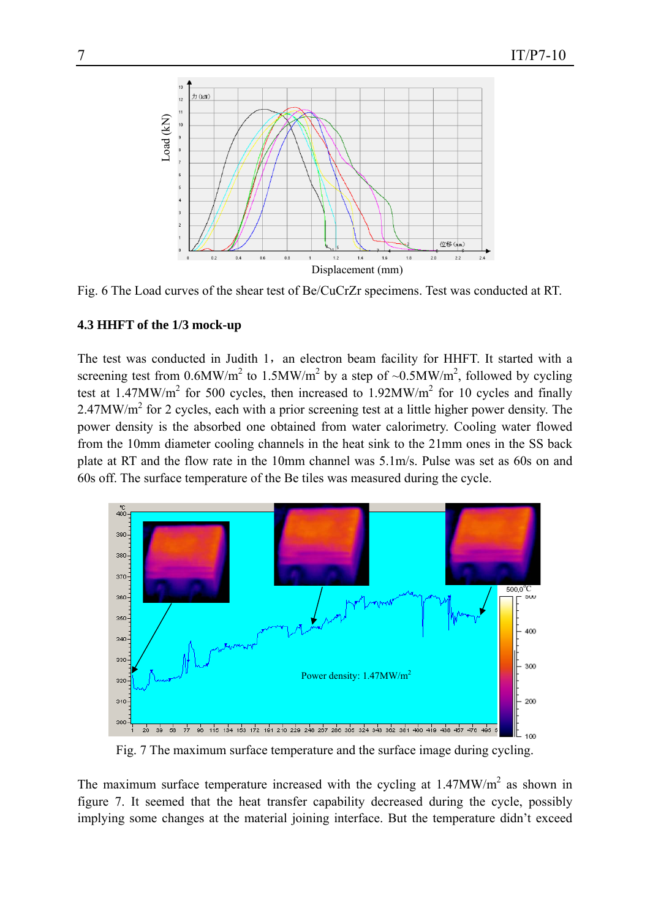Fig. 6 The Load curves of the shear test of Be/CuCrZr specimens. Test was conducted at RT.

### 4.3 HHFT of the 1/3 mock-up

The test was conducted in Judith 1，an electron beam facility for HHFT. It started with a screening test from 0.6MW/m$^2$ to 1.5MW/m$^2$ by a step of ~0.5MW/m$^2$, followed by cycling test at 1.47MW/m$^2$ for 500 cycles, then increased to 1.92MW/m$^2$ for 10 cycles and finally 2.47MW/m$^2$ for 2 cycles, each with a prior screening test at a little higher power density. The power density is the absorbed one obtained from water calorimetry. Cooling water flowed from the 10mm diameter cooling channels in the heat sink to the 21mm ones in the SS back plate at RT and the flow rate in the 10mm channel was 5.1m/s. Pulse was set as 60s on and 60s off. The surface temperature of the Be tiles was measured during the cycle.

Fig. 7 The maximum surface temperature and the surface image during cycling.

The maximum surface temperature increased with the cycling at 1.47MW/m$^2$ as shown in figure 7. It seemed that the heat transfer capability decreased during the cycle, possibly implying some changes at the material joining interface. But the temperature didn't exceed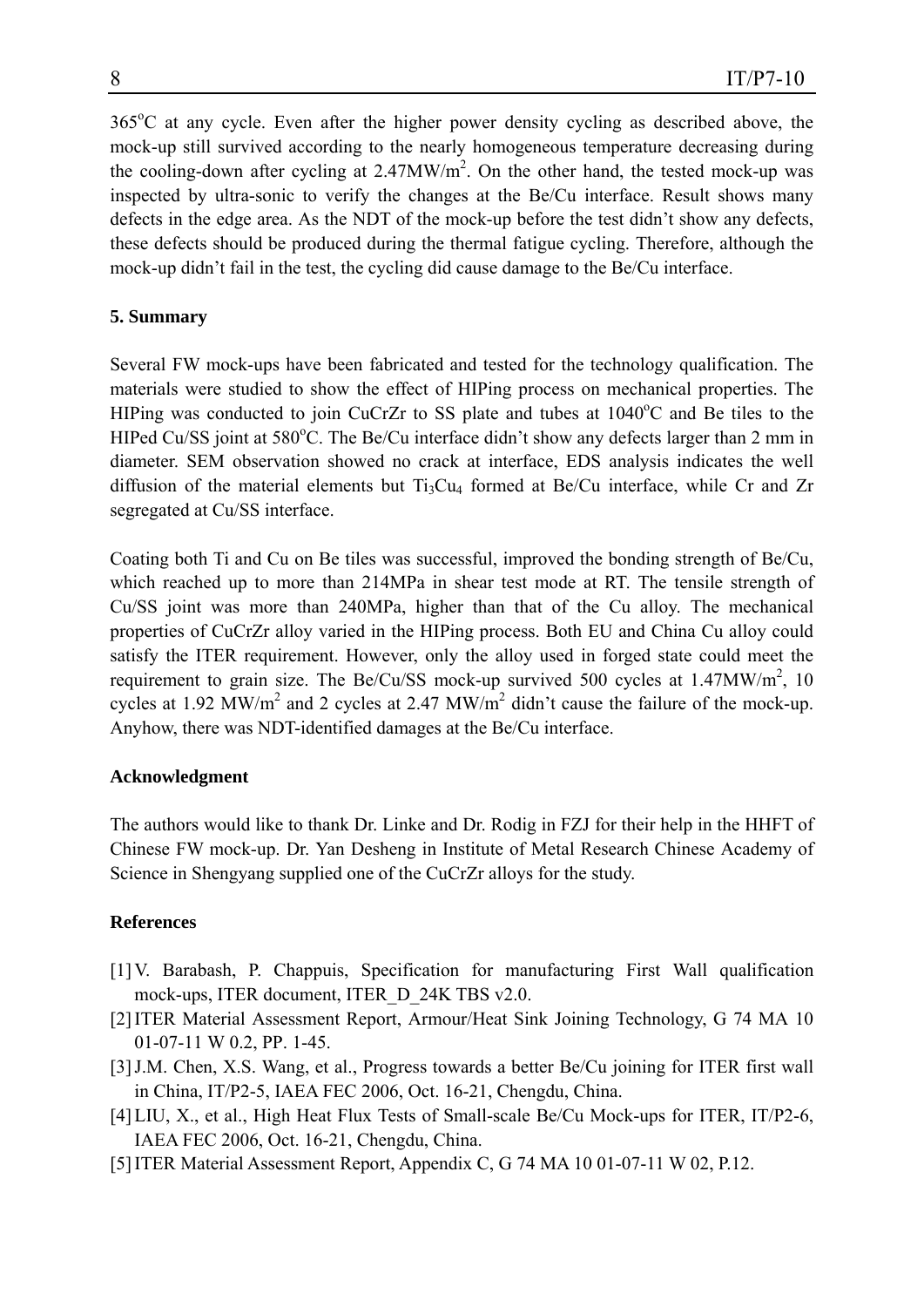365°C at any cycle. Even after the higher power density cycling as described above, the mock-up still survived according to the nearly homogeneous temperature decreasing during the cooling-down after cycling at 2.47MW/m$^2$. On the other hand, the tested mock-up was inspected by ultra-sonic to verify the changes at the Be/Cu interface. Result shows many defects in the edge area. As the NDT of the mock-up before the test didn't show any defects, these defects should be produced during the thermal fatigue cycling. Therefore, although the mock-up didn't fail in the test, the cycling did cause damage to the Be/Cu interface.

## 5. Summary

Several FW mock-ups have been fabricated and tested for the technology qualification. The materials were studied to show the effect of HIPing process on mechanical properties. The HIPing was conducted to join CuCrZr to SS plate and tubes at 1040°C and Be tiles to the HIPed Cu/SS joint at 580°C. The Be/Cu interface didn't show any defects larger than 2 mm in diameter. SEM observation showed no crack at interface, EDS analysis indicates the well diffusion of the material elements but $Ti_3Cu_4$ formed at Be/Cu interface, while Cr and Zr segregated at Cu/SS interface.

Coating both Ti and Cu on Be tiles was successful, improved the bonding strength of Be/Cu, which reached up to more than 214MPa in shear test mode at RT. The tensile strength of Cu/SS joint was more than 240MPa, higher than that of the Cu alloy. The mechanical properties of CuCrZr alloy varied in the HIPing process. Both EU and China Cu alloy could satisfy the ITER requirement. However, only the alloy used in forged state could meet the requirement to grain size. The Be/Cu/SS mock-up survived 500 cycles at 1.47MW/m$^2$, 10 cycles at 1.92 MW/m$^2$ and 2 cycles at 2.47 MW/m$^2$ didn't cause the failure of the mock-up. Anyhow, there was NDT-identified damages at the Be/Cu interface.

## Acknowledgment

The authors would like to thank Dr. Linke and Dr. Rodig in FZJ for their help in the HHFT of Chinese FW mock-up. Dr. Yan Desheng in Institute of Metal Research Chinese Academy of Science in Shengyang supplied one of the CuCrZr alloys for the study.

## References

[1] V. Barabash, P. Chappuis, Specification for manufacturing First Wall qualification mock-ups, ITER document, ITER_D_24K TBS v2.0.

[2] ITER Material Assessment Report, Armour/Heat Sink Joining Technology, G 74 MA 10 01-07-11 W 0.2, PP. 1-45.

[3] J.M. Chen, X.S. Wang, et al., Progress towards a better Be/Cu joining for ITER first wall in China, IT/P2-5, IAEA FEC 2006, Oct. 16-21, Chengdu, China.

[4] LIU, X., et al., High Heat Flux Tests of Small-scale Be/Cu Mock-ups for ITER, IT/P2-6, IAEA FEC 2006, Oct. 16-21, Chengdu, China.

[5] ITER Material Assessment Report, Appendix C, G 74 MA 10 01-07-11 W 02, P.12.